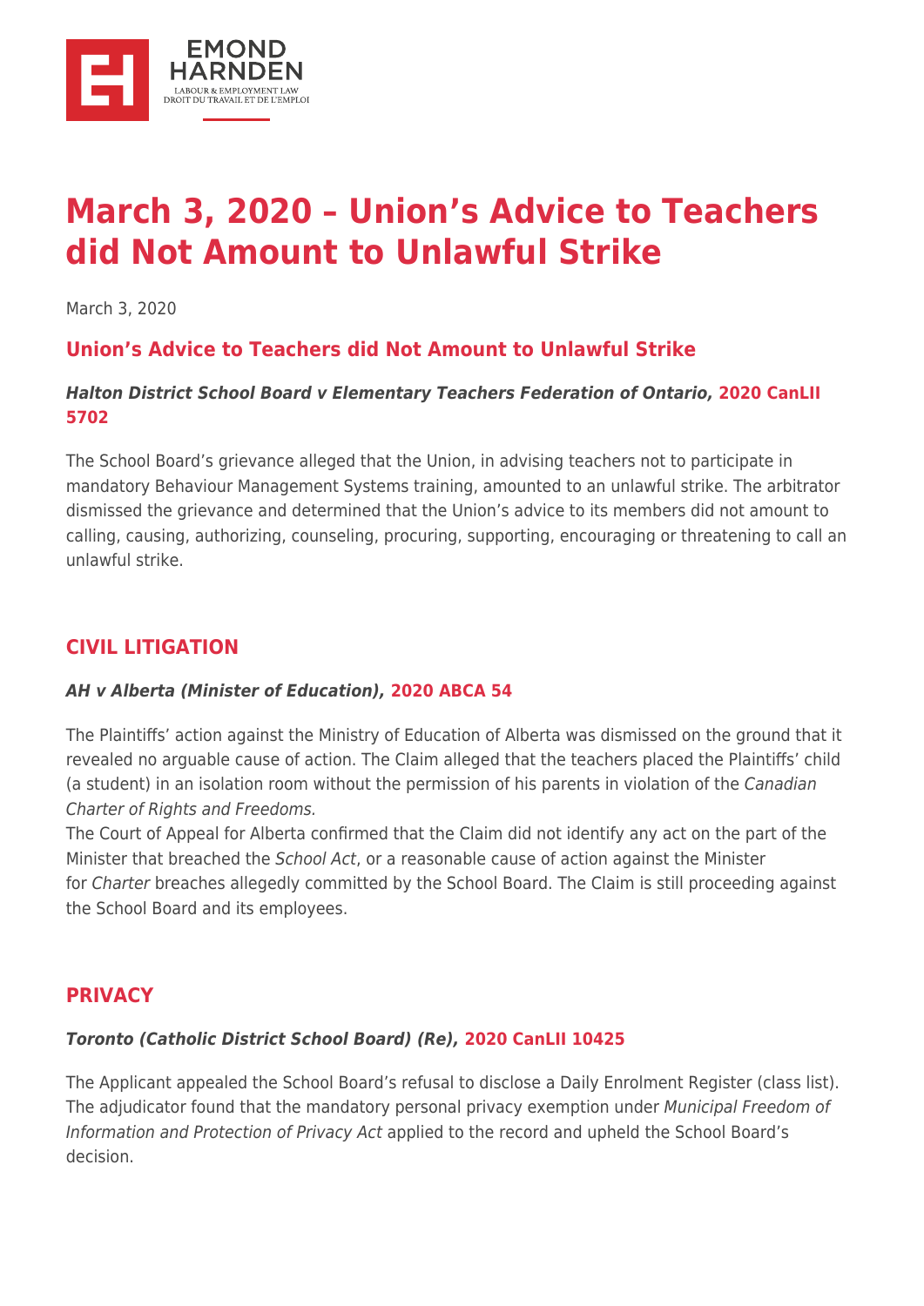# March 3, 2020 – Union's Advice to Teachers did Not Amount to Unlawful Strike

March 3, 2020

## Union's Advice to Teachers did Not Amount to Unlawful Strike

### *Halton District School Board v Elementary Teachers Federation of Ontario,* 2020 CanLII 5702

The School Board's grievance alleged that the Union, in advising teachers not to participate in mandatory Behaviour Management Systems training, amounted to an unlawful strike. The arbitrator dismissed the grievance and determined that the Union's advice to its members did not amount to calling, causing, authorizing, counseling, procuring, supporting, encouraging or threatening to call an unlawful strike.

## CIVIL LITIGATION

### *AH v Alberta (Minister of Education),* 2020 ABCA 54

The Plaintiffs' action against the Ministry of Education of Alberta was dismissed on the ground that it revealed no arguable cause of action. The Claim alleged that the teachers placed the Plaintiffs' child (a student) in an isolation room without the permission of his parents in violation of the *Canadian Charter of Rights and Freedoms.*
The Court of Appeal for Alberta confirmed that the Claim did not identify any act on the part of the Minister that breached the *School Act*, or a reasonable cause of action against the Minister for *Charter* breaches allegedly committed by the School Board. The Claim is still proceeding against the School Board and its employees.

## PRIVACY

### *Toronto (Catholic District School Board) (Re),* 2020 CanLII 10425

The Applicant appealed the School Board's refusal to disclose a Daily Enrolment Register (class list). The adjudicator found that the mandatory personal privacy exemption under *Municipal Freedom of Information and Protection of Privacy Act* applied to the record and upheld the School Board's decision.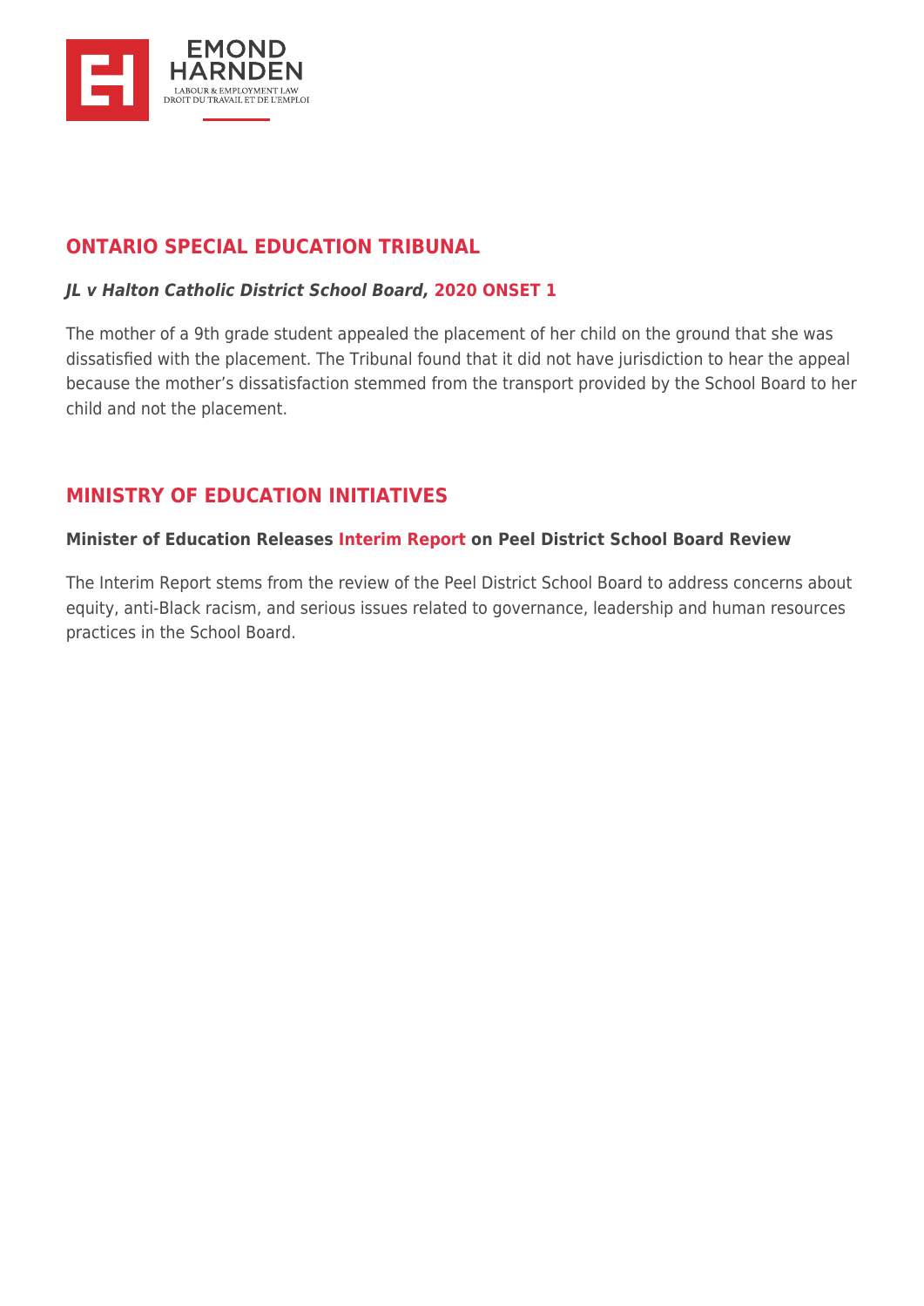## ONTARIO SPECIAL EDUCATION TRIBUNAL

### *JL v Halton Catholic District School Board,* 2020 ONSET 1

The mother of a 9th grade student appealed the placement of her child on the ground that she was dissatisfied with the placement. The Tribunal found that it did not have jurisdiction to hear the appeal because the mother's dissatisfaction stemmed from the transport provided by the School Board to her child and not the placement.

## MINISTRY OF EDUCATION INITIATIVES

### Minister of Education Releases Interim Report on Peel District School Board Review

The Interim Report stems from the review of the Peel District School Board to address concerns about equity, anti-Black racism, and serious issues related to governance, leadership and human resources practices in the School Board.